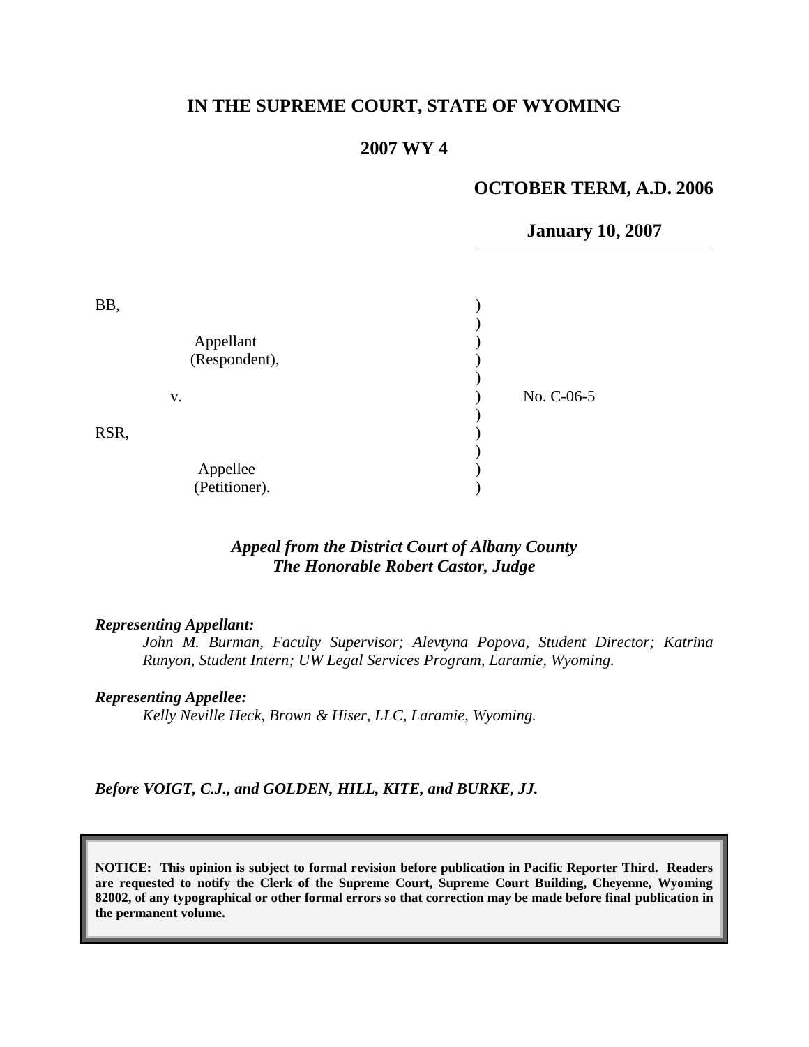**IN THE SUPREME COURT, STATE OF WYOMING**

**2007 WY 4**

**OCTOBER TERM, A.D. 2006**

**January 10, 2007**

| | | |
|---|---|---|
| BB,<br><br>Appellant<br>(Respondent),<br><br>v.<br><br>RSR,<br><br>Appellee<br>(Petitioner). | ) | No. C-06-5 |

***Appeal from the District Court of Albany County***
***The Honorable Robert Castor, Judge***

***Representing Appellant:***

*John M. Burman, Faculty Supervisor; Alevtyna Popova, Student Director; Katrina Runyon, Student Intern; UW Legal Services Program, Laramie, Wyoming.*

***Representing Appellee:***

*Kelly Neville Heck, Brown & Hiser, LLC, Laramie, Wyoming.*

***Before VOIGT, C.J., and GOLDEN, HILL, KITE, and BURKE, JJ.***

**NOTICE: This opinion is subject to formal revision before publication in Pacific Reporter Third. Readers are requested to notify the Clerk of the Supreme Court, Supreme Court Building, Cheyenne, Wyoming 82002, of any typographical or other formal errors so that correction may be made before final publication in the permanent volume.**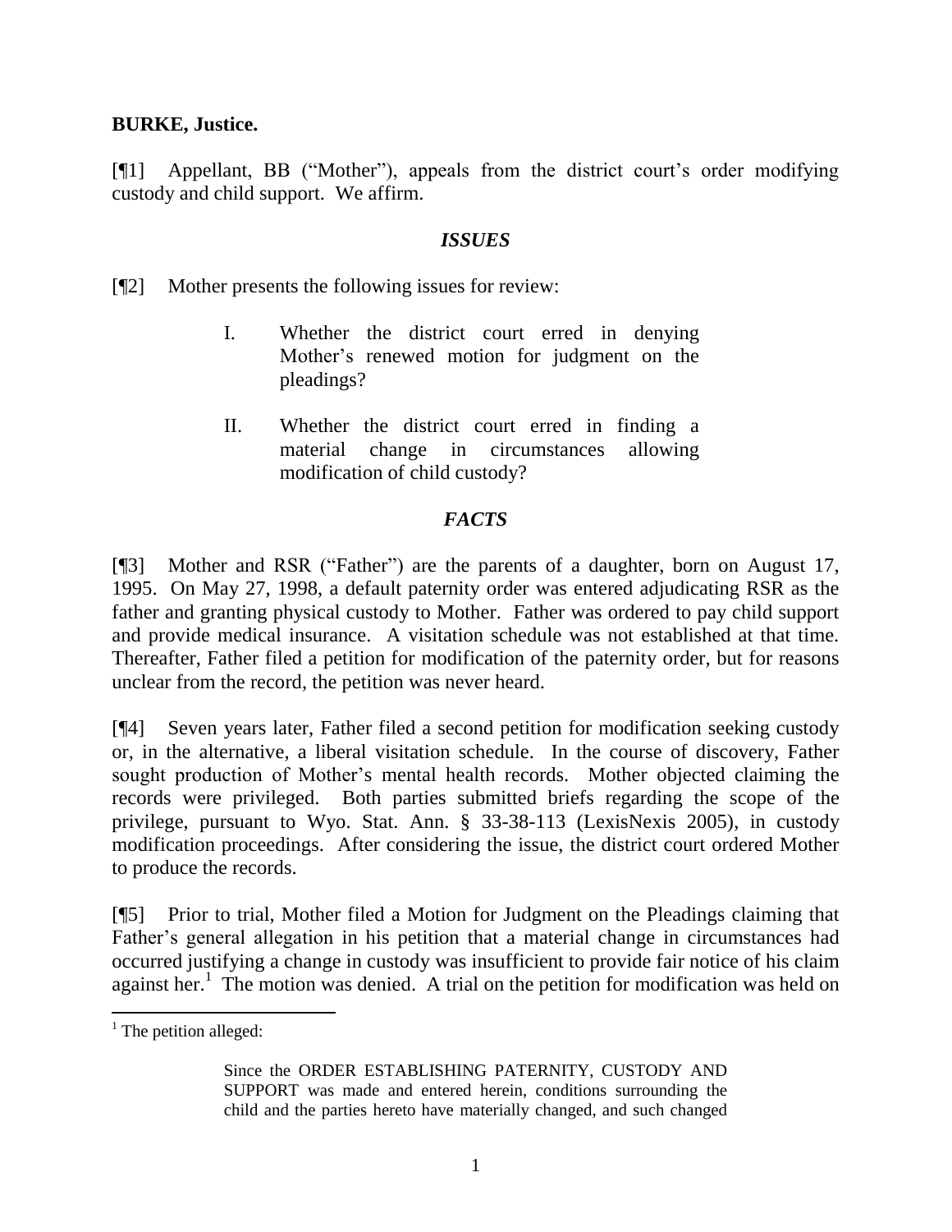**BURKE, Justice.**

[¶1] Appellant, BB ("Mother"), appeals from the district court's order modifying custody and child support. We affirm.

### *ISSUES*

[¶2] Mother presents the following issues for review:

> I. Whether the district court erred in denying Mother's renewed motion for judgment on the pleadings?
>
> II. Whether the district court erred in finding a material change in circumstances allowing modification of child custody?

### *FACTS*

[¶3] Mother and RSR ("Father") are the parents of a daughter, born on August 17, 1995. On May 27, 1998, a default paternity order was entered adjudicating RSR as the father and granting physical custody to Mother. Father was ordered to pay child support and provide medical insurance. A visitation schedule was not established at that time. Thereafter, Father filed a petition for modification of the paternity order, but for reasons unclear from the record, the petition was never heard.

[¶4] Seven years later, Father filed a second petition for modification seeking custody or, in the alternative, a liberal visitation schedule. In the course of discovery, Father sought production of Mother's mental health records. Mother objected claiming the records were privileged. Both parties submitted briefs regarding the scope of the privilege, pursuant to Wyo. Stat. Ann. § 33-38-113 (LexisNexis 2005), in custody modification proceedings. After considering the issue, the district court ordered Mother to produce the records.

[¶5] Prior to trial, Mother filed a Motion for Judgment on the Pleadings claiming that Father's general allegation in his petition that a material change in circumstances had occurred justifying a change in custody was insufficient to provide fair notice of his claim against her.[1] The motion was denied. A trial on the petition for modification was held on

---

[1] The petition alleged:

> Since the ORDER ESTABLISHING PATERNITY, CUSTODY AND SUPPORT was made and entered herein, conditions surrounding the child and the parties hereto have materially changed, and such changed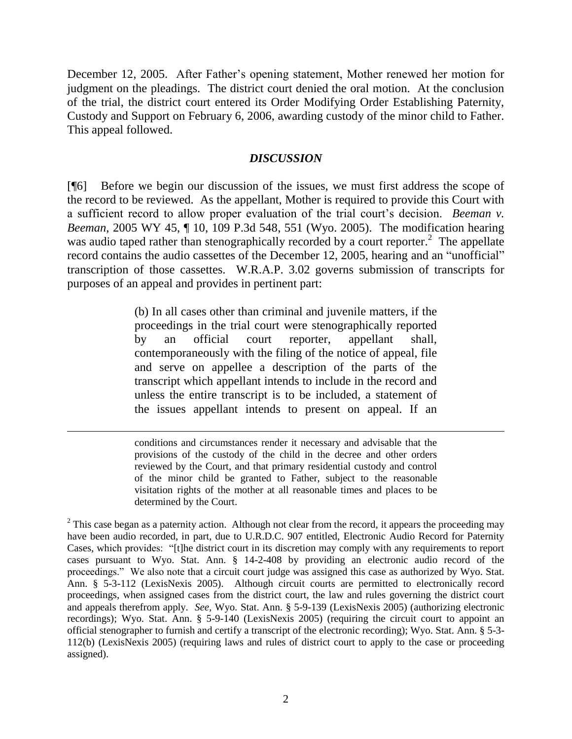December 12, 2005. After Father's opening statement, Mother renewed her motion for judgment on the pleadings. The district court denied the oral motion. At the conclusion of the trial, the district court entered its Order Modifying Order Establishing Paternity, Custody and Support on February 6, 2006, awarding custody of the minor child to Father. This appeal followed.

## *DISCUSSION*

[¶6] Before we begin our discussion of the issues, we must first address the scope of the record to be reviewed. As the appellant, Mother is required to provide this Court with a sufficient record to allow proper evaluation of the trial court's decision. *Beeman v. Beeman*, 2005 WY 45, ¶ 10, 109 P.3d 548, 551 (Wyo. 2005). The modification hearing was audio taped rather than stenographically recorded by a court reporter.[2] The appellate record contains the audio cassettes of the December 12, 2005, hearing and an "unofficial" transcription of those cassettes. W.R.A.P. 3.02 governs submission of transcripts for purposes of an appeal and provides in pertinent part:

> (b) In all cases other than criminal and juvenile matters, if the proceedings in the trial court were stenographically reported by an official court reporter, appellant shall, contemporaneously with the filing of the notice of appeal, file and serve on appellee a description of the parts of the transcript which appellant intends to include in the record and unless the entire transcript is to be included, a statement of the issues appellant intends to present on appeal. If an

---

> conditions and circumstances render it necessary and advisable that the provisions of the custody of the child in the decree and other orders reviewed by the Court, and that primary residential custody and control of the minor child be granted to Father, subject to the reasonable visitation rights of the mother at all reasonable times and places to be determined by the Court.

[2] This case began as a paternity action. Although not clear from the record, it appears the proceeding may have been audio recorded, in part, due to U.R.D.C. 907 entitled, Electronic Audio Record for Paternity Cases, which provides: "[t]he district court in its discretion may comply with any requirements to report cases pursuant to Wyo. Stat. Ann. § 14-2-408 by providing an electronic audio record of the proceedings." We also note that a circuit court judge was assigned this case as authorized by Wyo. Stat. Ann. § 5-3-112 (LexisNexis 2005). Although circuit courts are permitted to electronically record proceedings, when assigned cases from the district court, the law and rules governing the district court and appeals therefrom apply. *See*, Wyo. Stat. Ann. § 5-9-139 (LexisNexis 2005) (authorizing electronic recordings); Wyo. Stat. Ann. § 5-9-140 (LexisNexis 2005) (requiring the circuit court to appoint an official stenographer to furnish and certify a transcript of the electronic recording); Wyo. Stat. Ann. § 5-3-112(b) (LexisNexis 2005) (requiring laws and rules of district court to apply to the case or proceeding assigned).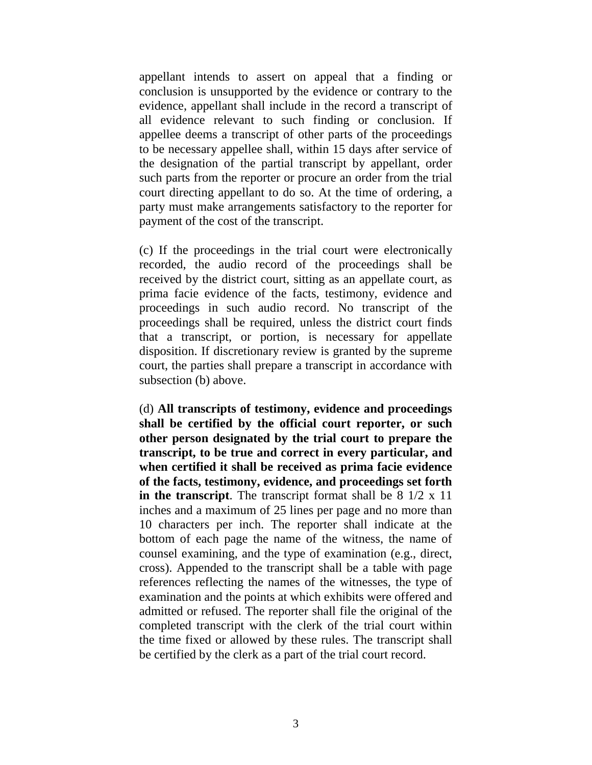appellant intends to assert on appeal that a finding or conclusion is unsupported by the evidence or contrary to the evidence, appellant shall include in the record a transcript of all evidence relevant to such finding or conclusion. If appellee deems a transcript of other parts of the proceedings to be necessary appellee shall, within 15 days after service of the designation of the partial transcript by appellant, order such parts from the reporter or procure an order from the trial court directing appellant to do so. At the time of ordering, a party must make arrangements satisfactory to the reporter for payment of the cost of the transcript.

(c) If the proceedings in the trial court were electronically recorded, the audio record of the proceedings shall be received by the district court, sitting as an appellate court, as prima facie evidence of the facts, testimony, evidence and proceedings in such audio record. No transcript of the proceedings shall be required, unless the district court finds that a transcript, or portion, is necessary for appellate disposition. If discretionary review is granted by the supreme court, the parties shall prepare a transcript in accordance with subsection (b) above.

(d) **All transcripts of testimony, evidence and proceedings shall be certified by the official court reporter, or such other person designated by the trial court to prepare the transcript, to be true and correct in every particular, and when certified it shall be received as prima facie evidence of the facts, testimony, evidence, and proceedings set forth in the transcript**. The transcript format shall be 8 1/2 x 11 inches and a maximum of 25 lines per page and no more than 10 characters per inch. The reporter shall indicate at the bottom of each page the name of the witness, the name of counsel examining, and the type of examination (e.g., direct, cross). Appended to the transcript shall be a table with page references reflecting the names of the witnesses, the type of examination and the points at which exhibits were offered and admitted or refused. The reporter shall file the original of the completed transcript with the clerk of the trial court within the time fixed or allowed by these rules. The transcript shall be certified by the clerk as a part of the trial court record.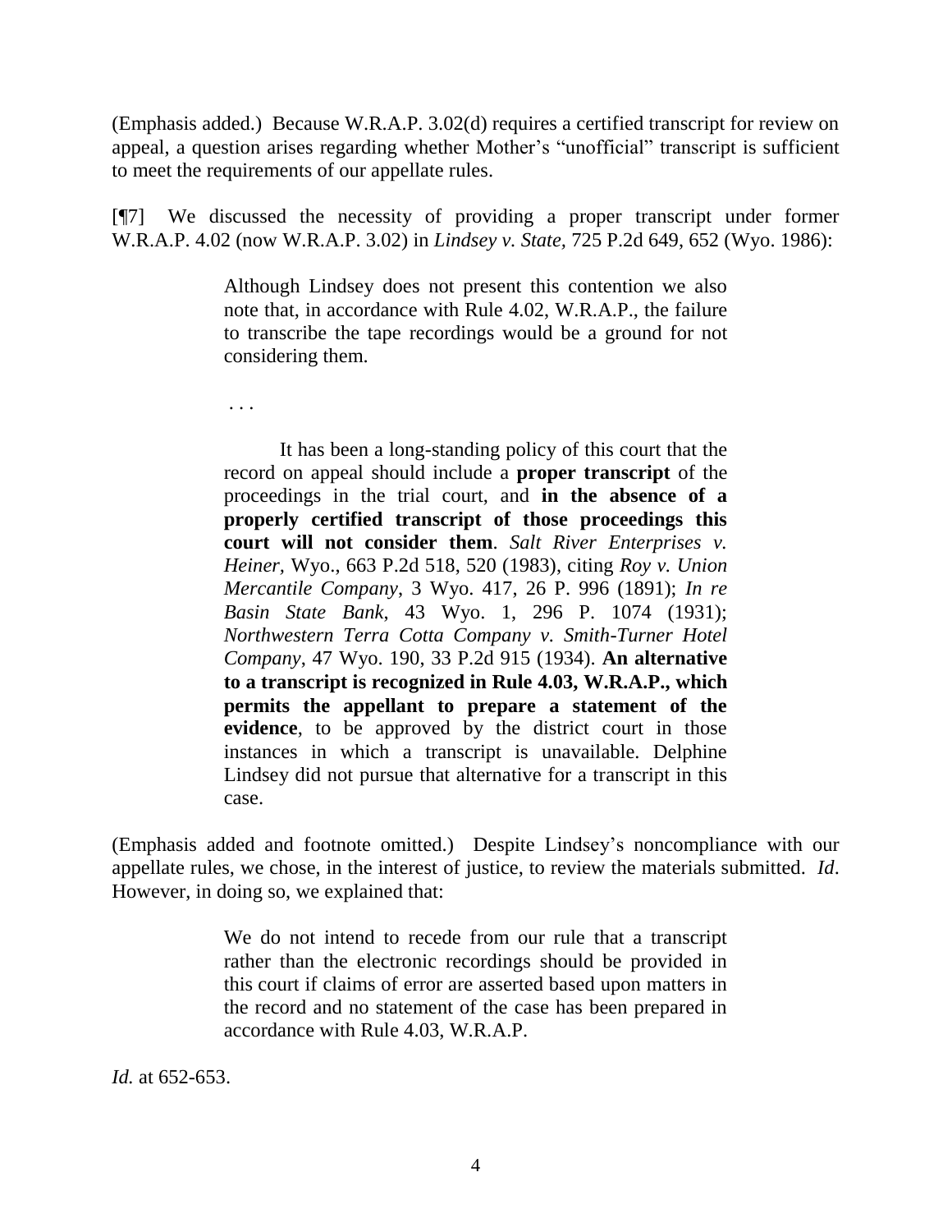(Emphasis added.) Because W.R.A.P. 3.02(d) requires a certified transcript for review on appeal, a question arises regarding whether Mother's "unofficial" transcript is sufficient to meet the requirements of our appellate rules.

[¶7] We discussed the necessity of providing a proper transcript under former W.R.A.P. 4.02 (now W.R.A.P. 3.02) in *Lindsey v. State*, 725 P.2d 649, 652 (Wyo. 1986):

> Although Lindsey does not present this contention we also note that, in accordance with Rule 4.02, W.R.A.P., the failure to transcribe the tape recordings would be a ground for not considering them.
>
> . . .
>
> It has been a long-standing policy of this court that the record on appeal should include a **proper transcript** of the proceedings in the trial court, and **in the absence of a properly certified transcript of those proceedings this court will not consider them**. *Salt River Enterprises v. Heiner*, Wyo., 663 P.2d 518, 520 (1983), citing *Roy v. Union Mercantile Company*, 3 Wyo. 417, 26 P. 996 (1891); *In re Basin State Bank*, 43 Wyo. 1, 296 P. 1074 (1931); *Northwestern Terra Cotta Company v. Smith-Turner Hotel Company*, 47 Wyo. 190, 33 P.2d 915 (1934). **An alternative to a transcript is recognized in Rule 4.03, W.R.A.P., which permits the appellant to prepare a statement of the evidence**, to be approved by the district court in those instances in which a transcript is unavailable. Delphine Lindsey did not pursue that alternative for a transcript in this case.

(Emphasis added and footnote omitted.) Despite Lindsey's noncompliance with our appellate rules, we chose, in the interest of justice, to review the materials submitted. *Id*. However, in doing so, we explained that:

> We do not intend to recede from our rule that a transcript rather than the electronic recordings should be provided in this court if claims of error are asserted based upon matters in the record and no statement of the case has been prepared in accordance with Rule 4.03, W.R.A.P.

*Id.* at 652-653.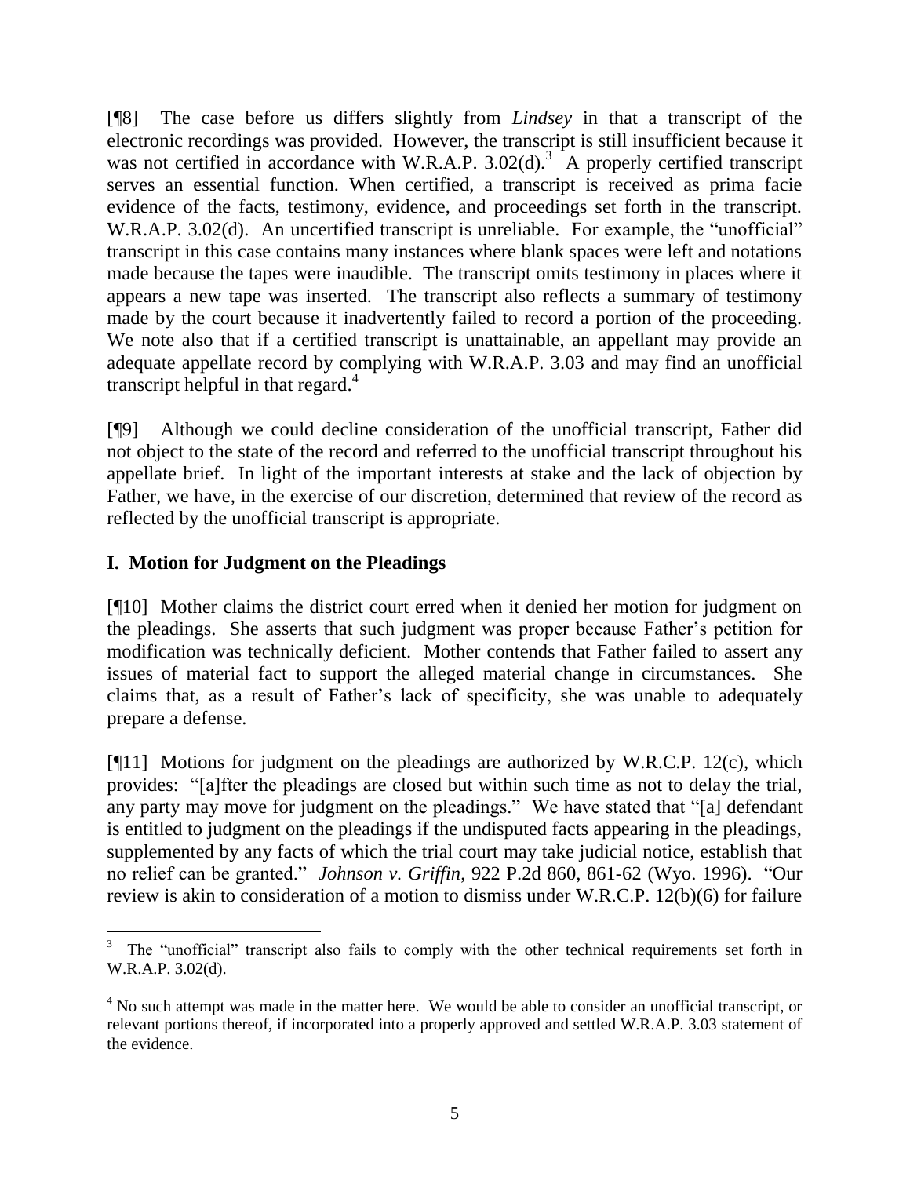[¶8] The case before us differs slightly from *Lindsey* in that a transcript of the electronic recordings was provided. However, the transcript is still insufficient because it was not certified in accordance with W.R.A.P. 3.02(d).[3] A properly certified transcript serves an essential function. When certified, a transcript is received as prima facie evidence of the facts, testimony, evidence, and proceedings set forth in the transcript. W.R.A.P. 3.02(d). An uncertified transcript is unreliable. For example, the "unofficial" transcript in this case contains many instances where blank spaces were left and notations made because the tapes were inaudible. The transcript omits testimony in places where it appears a new tape was inserted. The transcript also reflects a summary of testimony made by the court because it inadvertently failed to record a portion of the proceeding. We note also that if a certified transcript is unattainable, an appellant may provide an adequate appellate record by complying with W.R.A.P. 3.03 and may find an unofficial transcript helpful in that regard.[4]

[¶9] Although we could decline consideration of the unofficial transcript, Father did not object to the state of the record and referred to the unofficial transcript throughout his appellate brief. In light of the important interests at stake and the lack of objection by Father, we have, in the exercise of our discretion, determined that review of the record as reflected by the unofficial transcript is appropriate.

## I. Motion for Judgment on the Pleadings

[¶10] Mother claims the district court erred when it denied her motion for judgment on the pleadings. She asserts that such judgment was proper because Father's petition for modification was technically deficient. Mother contends that Father failed to assert any issues of material fact to support the alleged material change in circumstances. She claims that, as a result of Father's lack of specificity, she was unable to adequately prepare a defense.

[¶11] Motions for judgment on the pleadings are authorized by W.R.C.P. 12(c), which provides: "[a]fter the pleadings are closed but within such time as not to delay the trial, any party may move for judgment on the pleadings." We have stated that "[a] defendant is entitled to judgment on the pleadings if the undisputed facts appearing in the pleadings, supplemented by any facts of which the trial court may take judicial notice, establish that no relief can be granted." *Johnson v. Griffin*, 922 P.2d 860, 861-62 (Wyo. 1996). "Our review is akin to consideration of a motion to dismiss under W.R.C.P. 12(b)(6) for failure

---

[3] The "unofficial" transcript also fails to comply with the other technical requirements set forth in W.R.A.P. 3.02(d).

[4] No such attempt was made in the matter here. We would be able to consider an unofficial transcript, or relevant portions thereof, if incorporated into a properly approved and settled W.R.A.P. 3.03 statement of the evidence.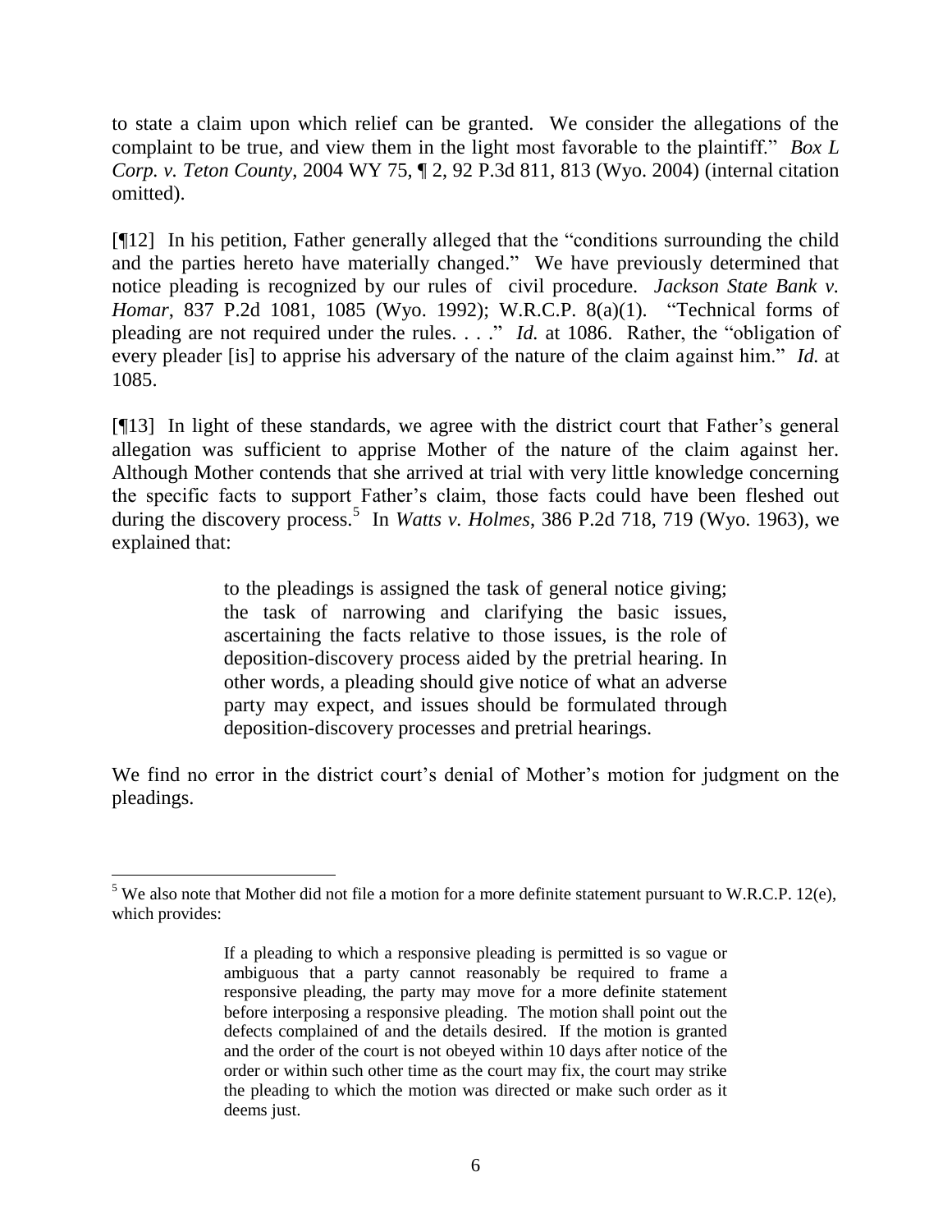to state a claim upon which relief can be granted. We consider the allegations of the complaint to be true, and view them in the light most favorable to the plaintiff." *Box L Corp. v. Teton County*, 2004 WY 75, ¶ 2, 92 P.3d 811, 813 (Wyo. 2004) (internal citation omitted).

[¶12] In his petition, Father generally alleged that the "conditions surrounding the child and the parties hereto have materially changed." We have previously determined that notice pleading is recognized by our rules of civil procedure. *Jackson State Bank v. Homar*, 837 P.2d 1081, 1085 (Wyo. 1992); W.R.C.P. 8(a)(1). "Technical forms of pleading are not required under the rules. . . ." *Id.* at 1086. Rather, the "obligation of every pleader [is] to apprise his adversary of the nature of the claim against him." *Id.* at 1085.

[¶13] In light of these standards, we agree with the district court that Father's general allegation was sufficient to apprise Mother of the nature of the claim against her. Although Mother contends that she arrived at trial with very little knowledge concerning the specific facts to support Father's claim, those facts could have been fleshed out during the discovery process.[5] In *Watts v. Holmes*, 386 P.2d 718, 719 (Wyo. 1963), we explained that:

> to the pleadings is assigned the task of general notice giving; the task of narrowing and clarifying the basic issues, ascertaining the facts relative to those issues, is the role of deposition-discovery process aided by the pretrial hearing. In other words, a pleading should give notice of what an adverse party may expect, and issues should be formulated through deposition-discovery processes and pretrial hearings.

We find no error in the district court's denial of Mother's motion for judgment on the pleadings.

---

[5] We also note that Mother did not file a motion for a more definite statement pursuant to W.R.C.P. 12(e), which provides:

> If a pleading to which a responsive pleading is permitted is so vague or ambiguous that a party cannot reasonably be required to frame a responsive pleading, the party may move for a more definite statement before interposing a responsive pleading. The motion shall point out the defects complained of and the details desired. If the motion is granted and the order of the court is not obeyed within 10 days after notice of the order or within such other time as the court may fix, the court may strike the pleading to which the motion was directed or make such order as it deems just.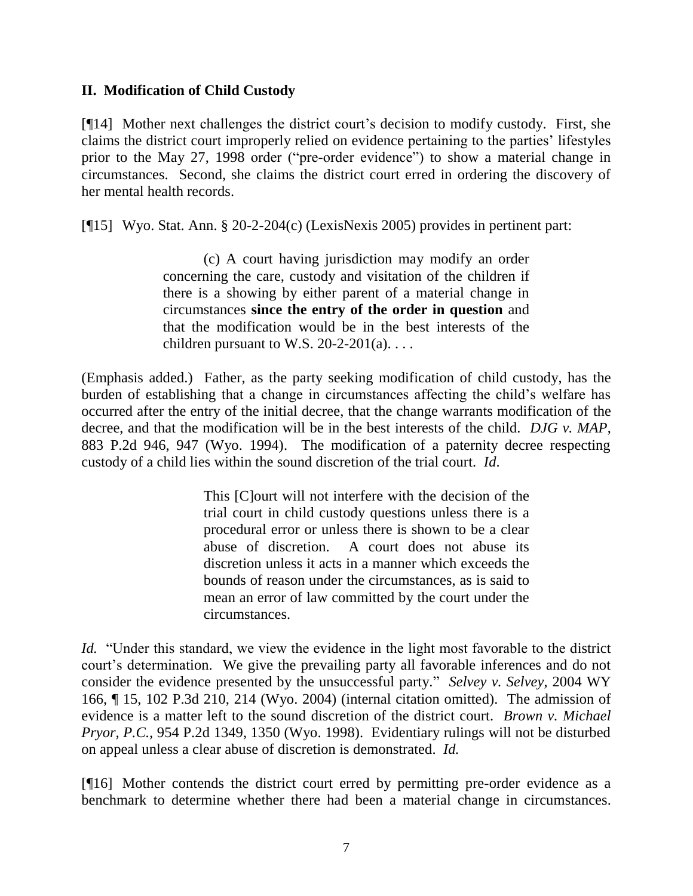## II. Modification of Child Custody

[¶14] Mother next challenges the district court's decision to modify custody. First, she claims the district court improperly relied on evidence pertaining to the parties' lifestyles prior to the May 27, 1998 order ("pre-order evidence") to show a material change in circumstances. Second, she claims the district court erred in ordering the discovery of her mental health records.

[¶15] Wyo. Stat. Ann. § 20-2-204(c) (LexisNexis 2005) provides in pertinent part:

> (c) A court having jurisdiction may modify an order concerning the care, custody and visitation of the children if there is a showing by either parent of a material change in circumstances **since the entry of the order in question** and that the modification would be in the best interests of the children pursuant to W.S. 20-2-201(a). . . .

(Emphasis added.) Father, as the party seeking modification of child custody, has the burden of establishing that a change in circumstances affecting the child's welfare has occurred after the entry of the initial decree, that the change warrants modification of the decree, and that the modification will be in the best interests of the child. *DJG v. MAP*, 883 P.2d 946, 947 (Wyo. 1994). The modification of a paternity decree respecting custody of a child lies within the sound discretion of the trial court. *Id.*

> This [C]ourt will not interfere with the decision of the trial court in child custody questions unless there is a procedural error or unless there is shown to be a clear abuse of discretion. A court does not abuse its discretion unless it acts in a manner which exceeds the bounds of reason under the circumstances, as is said to mean an error of law committed by the court under the circumstances.

*Id.* "Under this standard, we view the evidence in the light most favorable to the district court's determination. We give the prevailing party all favorable inferences and do not consider the evidence presented by the unsuccessful party." *Selvey v. Selvey*, 2004 WY 166, ¶ 15, 102 P.3d 210, 214 (Wyo. 2004) (internal citation omitted). The admission of evidence is a matter left to the sound discretion of the district court. *Brown v. Michael Pryor, P.C.*, 954 P.2d 1349, 1350 (Wyo. 1998). Evidentiary rulings will not be disturbed on appeal unless a clear abuse of discretion is demonstrated. *Id.*

[¶16] Mother contends the district court erred by permitting pre-order evidence as a benchmark to determine whether there had been a material change in circumstances.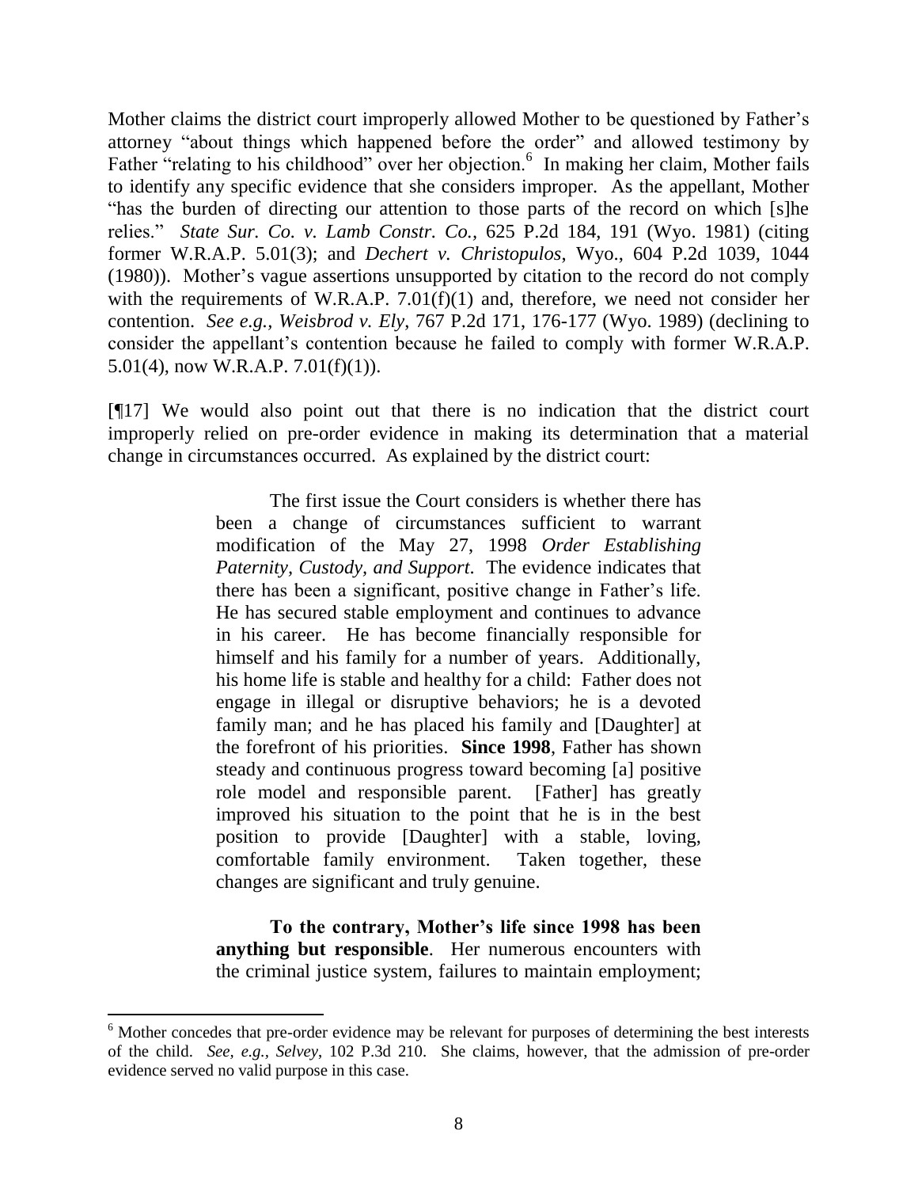Mother claims the district court improperly allowed Mother to be questioned by Father's attorney "about things which happened before the order" and allowed testimony by Father "relating to his childhood" over her objection.[6] In making her claim, Mother fails to identify any specific evidence that she considers improper. As the appellant, Mother "has the burden of directing our attention to those parts of the record on which [s]he relies." *State Sur. Co. v. Lamb Constr. Co.*, 625 P.2d 184, 191 (Wyo. 1981) (citing former W.R.A.P. 5.01(3); and *Dechert v. Christopulos*, Wyo., 604 P.2d 1039, 1044 (1980)). Mother's vague assertions unsupported by citation to the record do not comply with the requirements of W.R.A.P. 7.01(f)(1) and, therefore, we need not consider her contention. *See e.g., Weisbrod v. Ely*, 767 P.2d 171, 176-177 (Wyo. 1989) (declining to consider the appellant's contention because he failed to comply with former W.R.A.P. 5.01(4), now W.R.A.P. 7.01(f)(1)).

[¶17] We would also point out that there is no indication that the district court improperly relied on pre-order evidence in making its determination that a material change in circumstances occurred. As explained by the district court:

> The first issue the Court considers is whether there has been a change of circumstances sufficient to warrant modification of the May 27, 1998 *Order Establishing Paternity, Custody, and Support*. The evidence indicates that there has been a significant, positive change in Father's life. He has secured stable employment and continues to advance in his career. He has become financially responsible for himself and his family for a number of years. Additionally, his home life is stable and healthy for a child: Father does not engage in illegal or disruptive behaviors; he is a devoted family man; and he has placed his family and [Daughter] at the forefront of his priorities. **Since 1998**, Father has shown steady and continuous progress toward becoming [a] positive role model and responsible parent. [Father] has greatly improved his situation to the point that he is in the best position to provide [Daughter] with a stable, loving, comfortable family environment. Taken together, these changes are significant and truly genuine.
>
> **To the contrary, Mother's life since 1998 has been anything but responsible**. Her numerous encounters with the criminal justice system, failures to maintain employment;

[6] Mother concedes that pre-order evidence may be relevant for purposes of determining the best interests of the child. *See, e.g., Selvey*, 102 P.3d 210. She claims, however, that the admission of pre-order evidence served no valid purpose in this case.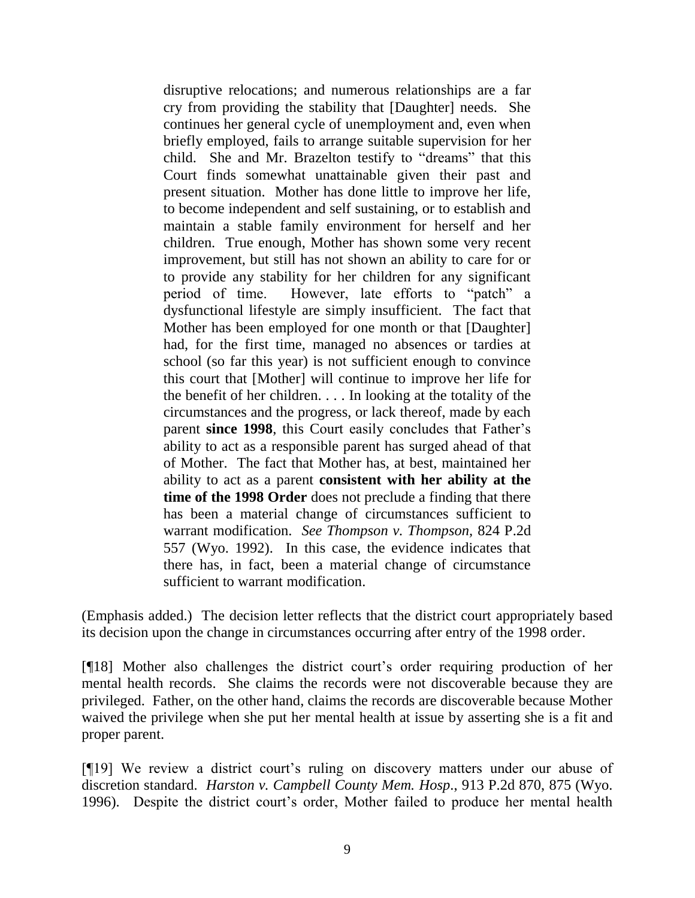> disruptive relocations; and numerous relationships are a far cry from providing the stability that [Daughter] needs. She continues her general cycle of unemployment and, even when briefly employed, fails to arrange suitable supervision for her child. She and Mr. Brazelton testify to "dreams" that this Court finds somewhat unattainable given their past and present situation. Mother has done little to improve her life, to become independent and self sustaining, or to establish and maintain a stable family environment for herself and her children. True enough, Mother has shown some very recent improvement, but still has not shown an ability to care for or to provide any stability for her children for any significant period of time. However, late efforts to "patch" a dysfunctional lifestyle are simply insufficient. The fact that Mother has been employed for one month or that [Daughter] had, for the first time, managed no absences or tardies at school (so far this year) is not sufficient enough to convince this court that [Mother] will continue to improve her life for the benefit of her children. . . . In looking at the totality of the circumstances and the progress, or lack thereof, made by each parent **since 1998**, this Court easily concludes that Father's ability to act as a responsible parent has surged ahead of that of Mother. The fact that Mother has, at best, maintained her ability to act as a parent **consistent with her ability at the time of the 1998 Order** does not preclude a finding that there has been a material change of circumstances sufficient to warrant modification. *See Thompson v. Thompson*, 824 P.2d 557 (Wyo. 1992). In this case, the evidence indicates that there has, in fact, been a material change of circumstance sufficient to warrant modification.

(Emphasis added.) The decision letter reflects that the district court appropriately based its decision upon the change in circumstances occurring after entry of the 1998 order.

[¶18] Mother also challenges the district court's order requiring production of her mental health records. She claims the records were not discoverable because they are privileged. Father, on the other hand, claims the records are discoverable because Mother waived the privilege when she put her mental health at issue by asserting she is a fit and proper parent.

[¶19] We review a district court's ruling on discovery matters under our abuse of discretion standard. *Harston v. Campbell County Mem. Hosp*., 913 P.2d 870, 875 (Wyo. 1996). Despite the district court's order, Mother failed to produce her mental health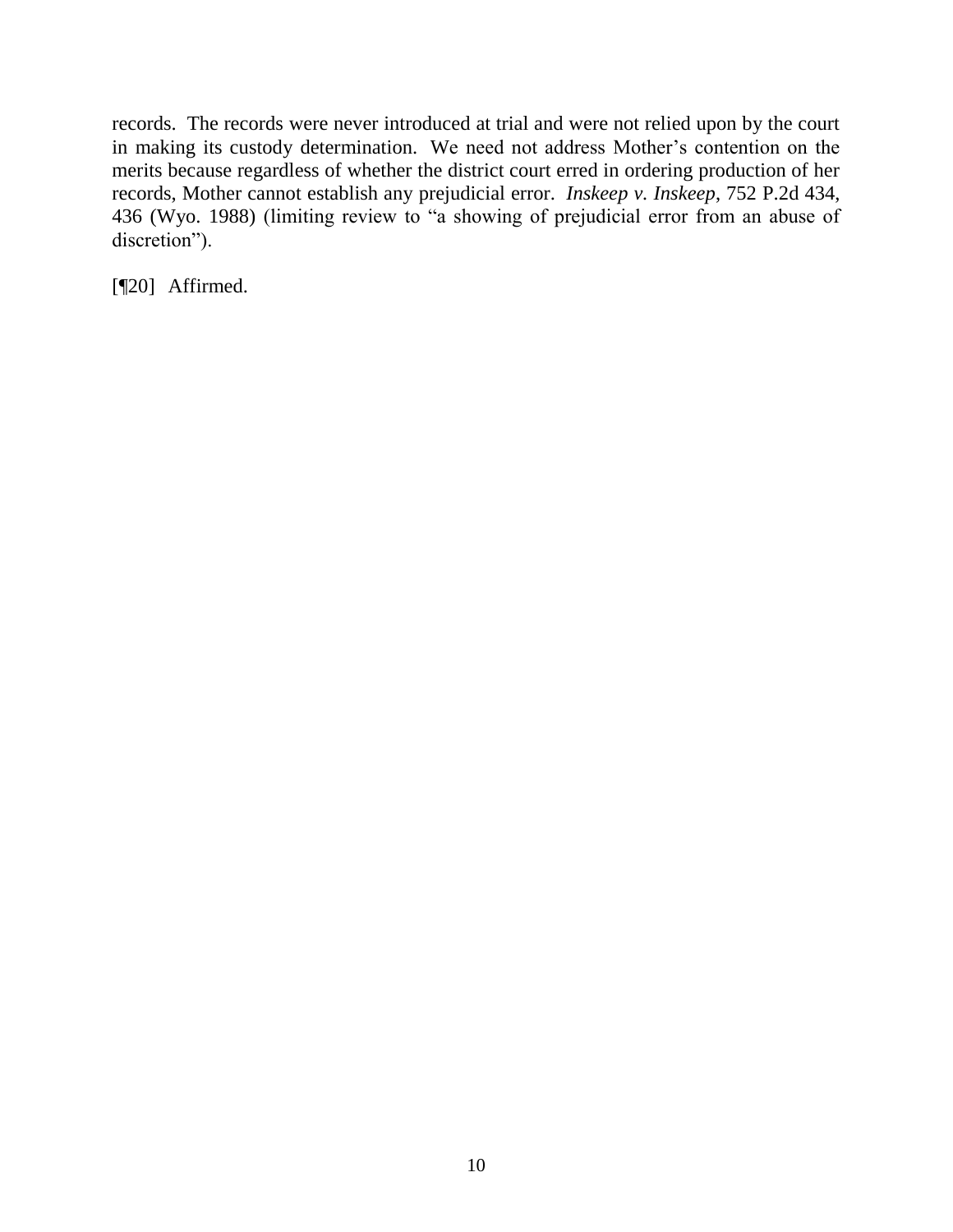records. The records were never introduced at trial and were not relied upon by the court in making its custody determination. We need not address Mother's contention on the merits because regardless of whether the district court erred in ordering production of her records, Mother cannot establish any prejudicial error. *Inskeep v. Inskeep*, 752 P.2d 434, 436 (Wyo. 1988) (limiting review to "a showing of prejudicial error from an abuse of discretion").

[¶20] Affirmed.